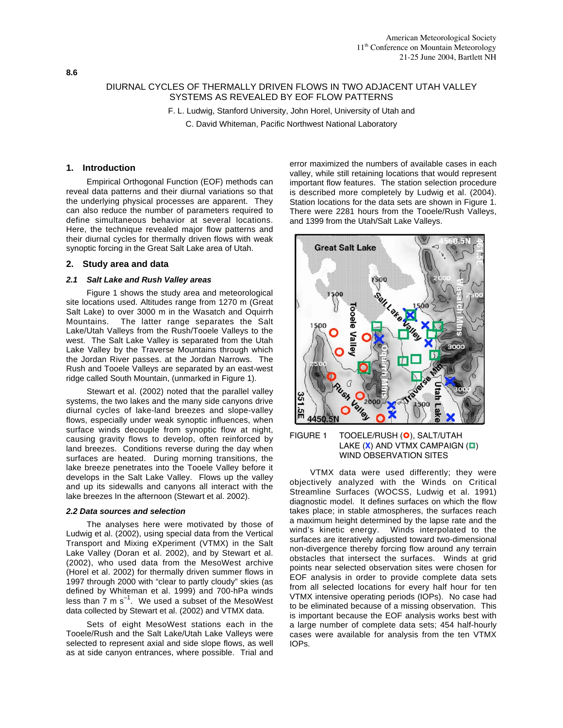8.6

# DIURNAL CYCLES OF THERMALLY DRIVEN FLOWS IN TWO ADJACENT UTAH VALLEY SYSTEMS AS REVEALED BY EOF FLOW PATTERNS

F. L. Ludwig, Stanford University, John Horel, University of Utah and

C. David Whiteman, Pacific Northwest National Laboratory

## 1. Introduction

Empirical Orthogonal Function (EOF) methods can reveal data patterns and their diurnal variations so that the underlying physical processes are apparent. They can also reduce the number of parameters required to define simultaneous behavior at several locations. Here, the technique revealed major flow patterns and their diurnal cycles for thermally driven flows with weak synoptic forcing in the Great Salt Lake area of Utah.

## 2. Study area and data

### *2.1 Salt Lake and Rush Valley areas*

Figure 1 shows the study area and meteorological site locations used. Altitudes range from 1270 m (Great Salt Lake) to over 3000 m in the Wasatch and Oquirrh Mountains. The latter range separates the Salt Lake/Utah Valleys from the Rush/Tooele Valleys to the west. The Salt Lake Valley is separated from the Utah Lake Valley by the Traverse Mountains through which the Jordan River passes. at the Jordan Narrows. The Rush and Tooele Valleys are separated by an east-west ridge called South Mountain, (unmarked in Figure 1).

Stewart et al. (2002) noted that the parallel valley systems, the two lakes and the many side canyons drive diurnal cycles of lake-land breezes and slope-valley flows, especially under weak synoptic influences, when surface winds decouple from synoptic flow at night, causing gravity flows to develop, often reinforced by land breezes. Conditions reverse during the day when surfaces are heated. During morning transitions, the lake breeze penetrates into the Tooele Valley before it develops in the Salt Lake Valley. Flows up the valley and up its sidewalls and canyons all interact with the lake breezes In the afternoon (Stewart et al. 2002).

### *2.2 Data sources and selection*

The analyses here were motivated by those of Ludwig et al. (2002), using special data from the Vertical Transport and Mixing eXperiment (VTMX) in the Salt Lake Valley (Doran et al. 2002), and by Stewart et al. (2002), who used data from the MesoWest archive (Horel et al. 2002) for thermally driven summer flows in 1997 through 2000 with "clear to partly cloudy" skies (as defined by Whiteman et al. 1999) and 700-hPa winds less than 7 m $s^{-1}$. We used a subset of the MesoWest data collected by Stewart et al. (2002) and VTMX data.

Sets of eight MesoWest stations each in the Tooele/Rush and the Salt Lake/Utah Lake Valleys were selected to represent axial and side slope flows, as well as at side canyon entrances, where possible. Trial and error maximized the numbers of available cases in each valley, while still retaining locations that would represent important flow features. The station selection procedure is described more completely by Ludwig et al. (2004). Station locations for the data sets are shown in Figure 1. There were 2281 hours from the Tooele/Rush Valleys, and 1399 from the Utah/Salt Lake Valleys.

FIGURE 1 TOOELE/RUSH (O), SALT/UTAH LAKE (X) AND VTMX CAMPAIGN (□) WIND OBSERVATION SITES

VTMX data were used differently; they were objectively analyzed with the Winds on Critical Streamline Surfaces (WOCSS, Ludwig et al. 1991) diagnostic model. It defines surfaces on which the flow takes place; in stable atmospheres, the surfaces reach a maximum height determined by the lapse rate and the wind's kinetic energy. Winds interpolated to the surfaces are iteratively adjusted toward two-dimensional non-divergence thereby forcing flow around any terrain obstacles that intersect the surfaces. Winds at grid points near selected observation sites were chosen for EOF analysis in order to provide complete data sets from all selected locations for every half hour for ten VTMX intensive operating periods (IOPs). No case had to be eliminated because of a missing observation. This is important because the EOF analysis works best with a large number of complete data sets; 454 half-hourly cases were available for analysis from the ten VTMX IOPs.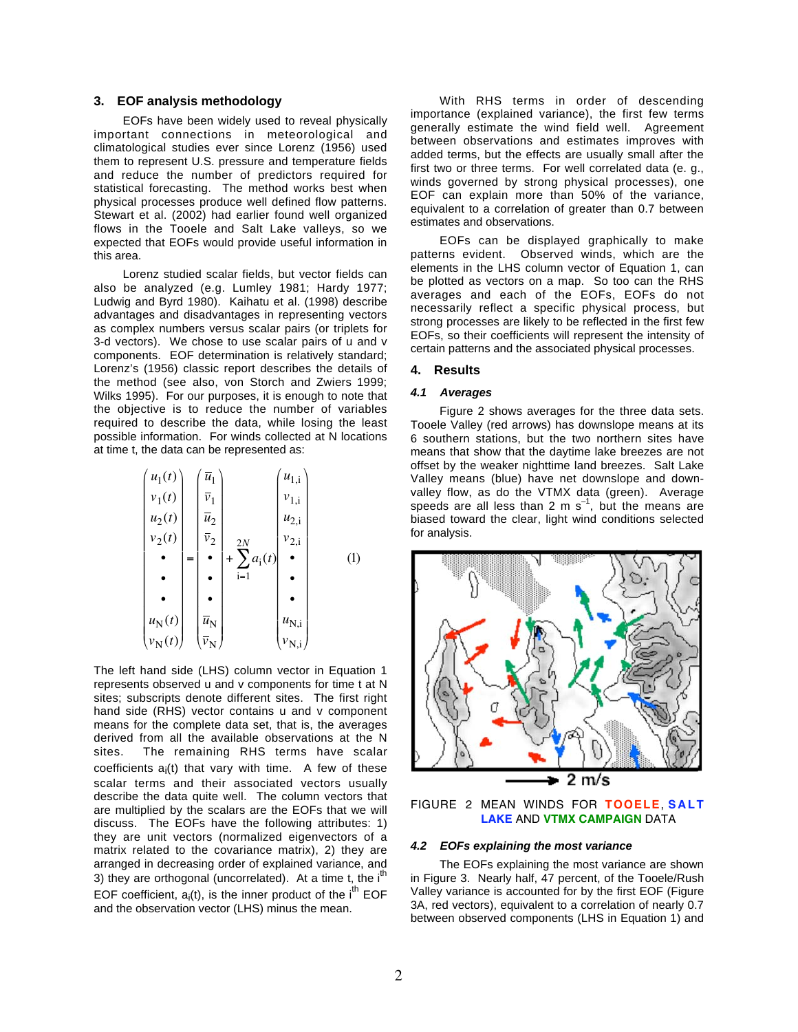## 3. EOF analysis methodology

EOFs have been widely used to reveal physically important connections in meteorological and climatological studies ever since Lorenz (1956) used them to represent U.S. pressure and temperature fields and reduce the number of predictors required for statistical forecasting. The method works best when physical processes produce well defined flow patterns. Stewart et al. (2002) had earlier found well organized flows in the Tooele and Salt Lake valleys, so we expected that EOFs would provide useful information in this area.

Lorenz studied scalar fields, but vector fields can also be analyzed (e.g. Lumley 1981; Hardy 1977; Ludwig and Byrd 1980). Kaihatu et al. (1998) describe advantages and disadvantages in representing vectors as complex numbers versus scalar pairs (or triplets for 3-d vectors). We chose to use scalar pairs of u and v components. EOF determination is relatively standard; Lorenz's (1956) classic report describes the details of the method (see also, von Storch and Zwiers 1999; Wilks 1995). For our purposes, it is enough to note that the objective is to reduce the number of variables required to describe the data, while losing the least possible information. For winds collected at N locations at time t, the data can be represented as:

$$
\begin{pmatrix} u_1(t) \\ v_1(t) \\ u_2(t) \\ v_2(t) \\ \bullet \\ \bullet \\ \bullet \\ u_N(t) \\ v_N(t) \end{pmatrix} = \begin{pmatrix} \bar{u}_1 \\ \bar{v}_1 \\ \bar{u}_2 \\ \bar{v}_2 \\ \bullet \\ \bullet \\ \bullet \\ \bar{u}_N \\ \bar{v}_N \end{pmatrix} + \sum_{i=1}^{2N} a_i(t) \begin{pmatrix} u_{1,i} \\ v_{1,i} \\ u_{2,i} \\ v_{2,i} \\ \bullet \\ \bullet \\ \bullet \\ u_{N,i} \\ v_{N,i} \end{pmatrix} \qquad (1)
$$

The left hand side (LHS) column vector in Equation 1 represents observed u and v components for time t at N sites; subscripts denote different sites. The first right hand side (RHS) vector contains u and v component means for the complete data set, that is, the averages derived from all the available observations at the N sites. The remaining RHS terms have scalar coefficients $a_i(t)$ that vary with time. A few of these scalar terms and their associated vectors usually describe the data quite well. The column vectors that are multiplied by the scalars are the EOFs that we will discuss. The EOFs have the following attributes: 1) they are unit vectors (normalized eigenvectors of a matrix related to the covariance matrix), 2) they are arranged in decreasing order of explained variance, and 3) they are orthogonal (uncorrelated). At a time t, the $i^{th}$ EOF coefficient, $a_i(t)$, is the inner product of the $i^{th}$ EOF and the observation vector (LHS) minus the mean.

With RHS terms in order of descending importance (explained variance), the first few terms generally estimate the wind field well. Agreement between observations and estimates improves with added terms, but the effects are usually small after the first two or three terms. For well correlated data (e. g., winds governed by strong physical processes), one EOF can explain more than 50% of the variance, equivalent to a correlation of greater than 0.7 between estimates and observations.

EOFs can be displayed graphically to make patterns evident. Observed winds, which are the elements in the LHS column vector of Equation 1, can be plotted as vectors on a map. So too can the RHS averages and each of the EOFs. EOFs do not necessarily reflect a specific physical process, but strong processes are likely to be reflected in the first few EOFs, so their coefficients will represent the intensity of certain patterns and the associated physical processes.

## 4. Results

### 4.1 *Averages*

Figure 2 shows averages for the three data sets. Tooele Valley (red arrows) has downslope means at its 6 southern stations, but the two northern sites have means that show that the daytime lake breezes are not offset by the weaker nighttime land breezes. Salt Lake Valley means (blue) have net downslope and down-valley flow, as do the VTMX data (green). Average speeds are all less than 2 m $s^{-1}$, but the means are biased toward the clear, light wind conditions selected for analysis.

FIGURE 2 MEAN WINDS FOR TOOELE, SALT LAKE AND VTMX CAMPAIGN DATA

### 4.2 *EOFs explaining the most variance*

The EOFs explaining the most variance are shown in Figure 3. Nearly half, 47 percent, of the Tooele/Rush Valley variance is accounted for by the first EOF (Figure 3A, red vectors), equivalent to a correlation of nearly 0.7 between observed components (LHS in Equation 1) and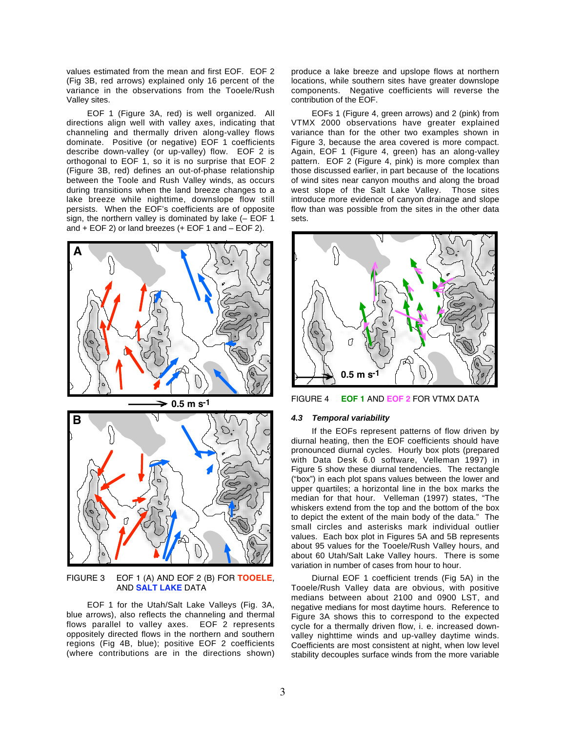values estimated from the mean and first EOF. EOF 2 (Fig 3B, red arrows) explained only 16 percent of the variance in the observations from the Tooele/Rush Valley sites.

EOF 1 (Figure 3A, red) is well organized. All directions align well with valley axes, indicating that channeling and thermally driven along-valley flows dominate. Positive (or negative) EOF 1 coefficients describe down-valley (or up-valley) flow. EOF 2 is orthogonal to EOF 1, so it is no surprise that EOF 2 (Figure 3B, red) defines an out-of-phase relationship between the Toole and Rush Valley winds, as occurs during transitions when the land breeze changes to a lake breeze while nighttime, downslope flow still persists. When the EOF's coefficients are of opposite sign, the northern valley is dominated by lake (– EOF 1 and + EOF 2) or land breezes (+ EOF 1 and – EOF 2).

FIGURE 3 EOF 1 (A) AND EOF 2 (B) FOR TOOELE, AND SALT LAKE DATA

EOF 1 for the Utah/Salt Lake Valleys (Fig. 3A, blue arrows), also reflects the channeling and thermal flows parallel to valley axes. EOF 2 represents oppositely directed flows in the northern and southern regions (Fig 4B, blue); positive EOF 2 coefficients (where contributions are in the directions shown) produce a lake breeze and upslope flows at northern locations, while southern sites have greater downslope components. Negative coefficients will reverse the contribution of the EOF.

EOFs 1 (Figure 4, green arrows) and 2 (pink) from VTMX 2000 observations have greater explained variance than for the other two examples shown in Figure 3, because the area covered is more compact. Again, EOF 1 (Figure 4, green) has an along-valley pattern. EOF 2 (Figure 4, pink) is more complex than those discussed earlier, in part because of the locations of wind sites near canyon mouths and along the broad west slope of the Salt Lake Valley. Those sites introduce more evidence of canyon drainage and slope flow than was possible from the sites in the other data sets.

FIGURE 4 EOF 1 AND EOF 2 FOR VTMX DATA

### *4.3 Temporal variability*

If the EOFs represent patterns of flow driven by diurnal heating, then the EOF coefficients should have pronounced diurnal cycles. Hourly box plots (prepared with Data Desk 6.0 software, Velleman 1997) in Figure 5 show these diurnal tendencies. The rectangle ("box") in each plot spans values between the lower and upper quartiles; a horizontal line in the box marks the median for that hour. Velleman (1997) states, "The whiskers extend from the top and the bottom of the box to depict the extent of the main body of the data." The small circles and asterisks mark individual outlier values. Each box plot in Figures 5A and 5B represents about 95 values for the Tooele/Rush Valley hours, and about 60 Utah/Salt Lake Valley hours. There is some variation in number of cases from hour to hour.

Diurnal EOF 1 coefficient trends (Fig 5A) in the Tooele/Rush Valley data are obvious, with positive medians between about 2100 and 0900 LST, and negative medians for most daytime hours. Reference to Figure 3A shows this to correspond to the expected cycle for a thermally driven flow, i. e. increased down-valley nighttime winds and up-valley daytime winds. Coefficients are most consistent at night, when low level stability decouples surface winds from the more variable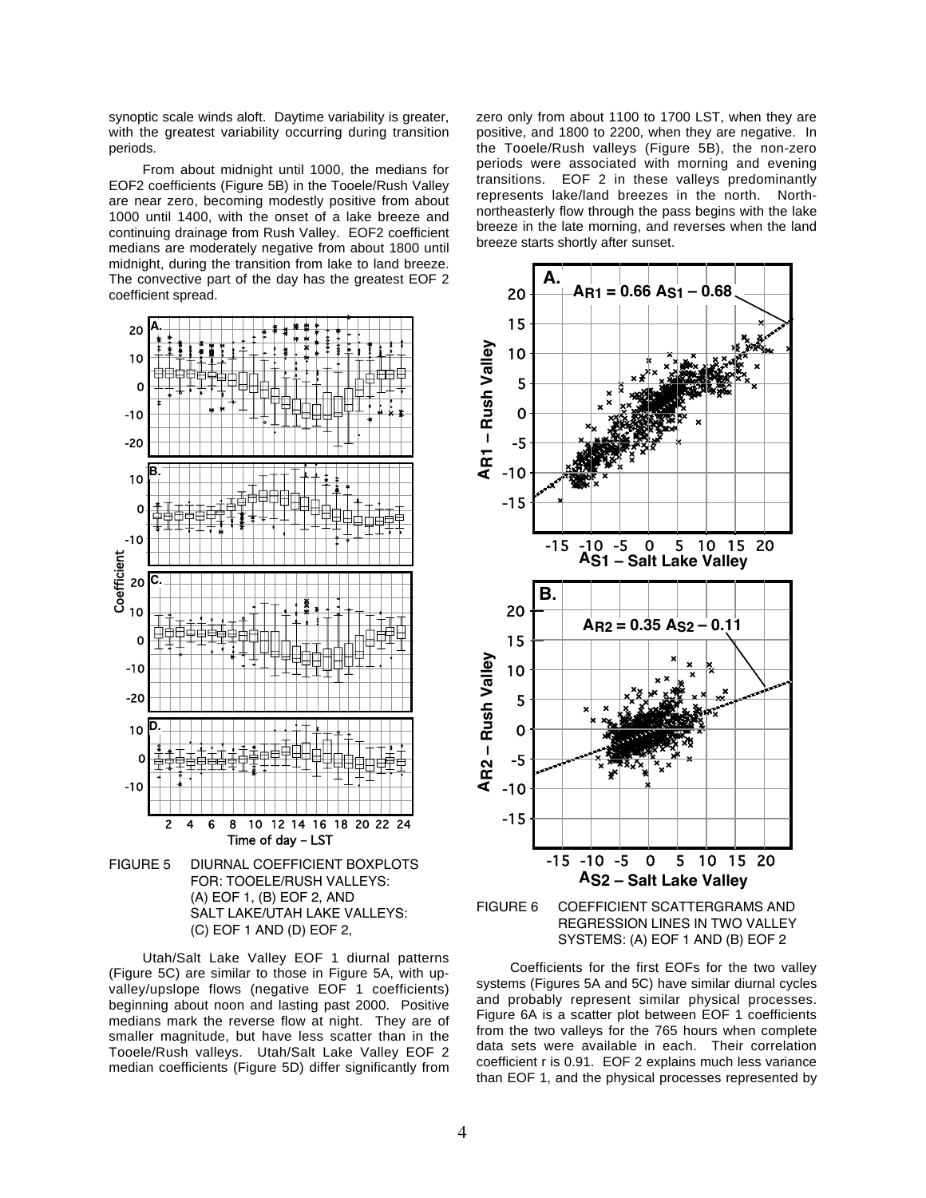synoptic scale winds aloft. Daytime variability is greater, with the greatest variability occurring during transition periods.

From about midnight until 1000, the medians for EOF2 coefficients (Figure 5B) in the Tooele/Rush Valley are near zero, becoming modestly positive from about 1000 until 1400, with the onset of a lake breeze and continuing drainage from Rush Valley. EOF2 coefficient medians are moderately negative from about 1800 until midnight, during the transition from lake to land breeze. The convective part of the day has the greatest EOF 2 coefficient spread.

FIGURE 5 DIURNAL COEFFICIENT BOXPLOTS FOR: TOOELE/RUSH VALLEYS: (A) EOF 1, (B) EOF 2, AND SALT LAKE/UTAH LAKE VALLEYS: (C) EOF 1 AND (D) EOF 2,

Utah/Salt Lake Valley EOF 1 diurnal patterns (Figure 5C) are similar to those in Figure 5A, with up-valley/upslope flows (negative EOF 1 coefficients) beginning about noon and lasting past 2000. Positive medians mark the reverse flow at night. They are of smaller magnitude, but have less scatter than in the Tooele/Rush valleys. Utah/Salt Lake Valley EOF 2 median coefficients (Figure 5D) differ significantly from zero only from about 1100 to 1700 LST, when they are positive, and 1800 to 2200, when they are negative. In the Tooele/Rush valleys (Figure 5B), the non-zero periods were associated with morning and evening transitions. EOF 2 in these valleys predominantly represents lake/land breezes in the north. North-northeasterly flow through the pass begins with the lake breeze in the late morning, and reverses when the land breeze starts shortly after sunset.

FIGURE 6 COEFFICIENT SCATTERGRAMS AND REGRESSION LINES IN TWO VALLEY SYSTEMS: (A) EOF 1 AND (B) EOF 2

Coefficients for the first EOFs for the two valley systems (Figures 5A and 5C) have similar diurnal cycles and probably represent similar physical processes. Figure 6A is a scatter plot between EOF 1 coefficients from the two valleys for the 765 hours when complete data sets were available in each. Their correlation coefficient r is 0.91. EOF 2 explains much less variance than EOF 1, and the physical processes represented by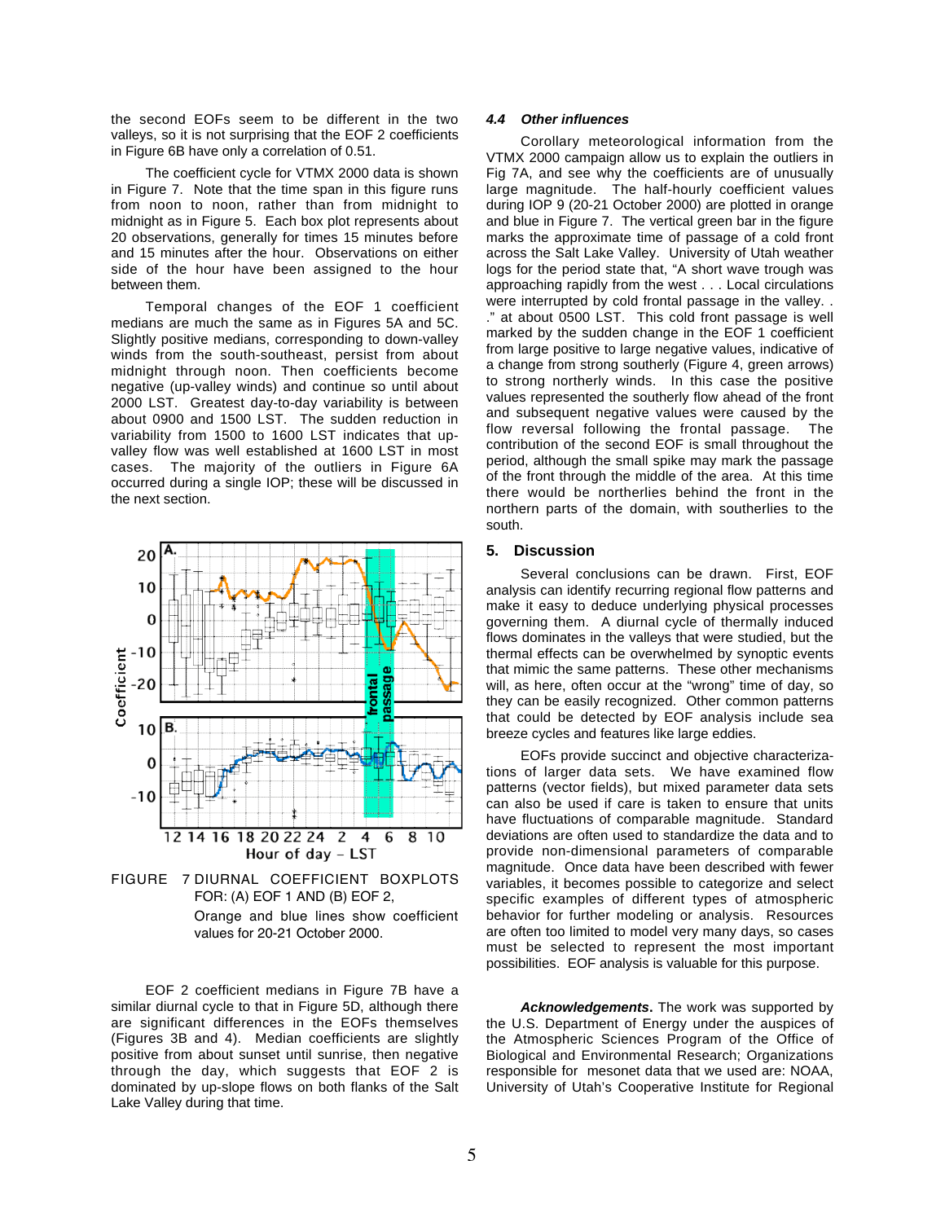the second EOFs seem to be different in the two valleys, so it is not surprising that the EOF 2 coefficients in Figure 6B have only a correlation of 0.51.

The coefficient cycle for VTMX 2000 data is shown in Figure 7. Note that the time span in this figure runs from noon to noon, rather than from midnight to midnight as in Figure 5. Each box plot represents about 20 observations, generally for times 15 minutes before and 15 minutes after the hour. Observations on either side of the hour have been assigned to the hour between them.

Temporal changes of the EOF 1 coefficient medians are much the same as in Figures 5A and 5C. Slightly positive medians, corresponding to down-valley winds from the south-southeast, persist from about midnight through noon. Then coefficients become negative (up-valley winds) and continue so until about 2000 LST. Greatest day-to-day variability is between about 0900 and 1500 LST. The sudden reduction in variability from 1500 to 1600 LST indicates that up-valley flow was well established at 1600 LST in most cases. The majority of the outliers in Figure 6A occurred during a single IOP; these will be discussed in the next section.

FIGURE 7 DIURNAL COEFFICIENT BOXPLOTS FOR: (A) EOF 1 AND (B) EOF 2, Orange and blue lines show coefficient values for 20-21 October 2000.

EOF 2 coefficient medians in Figure 7B have a similar diurnal cycle to that in Figure 5D, although there are significant differences in the EOFs themselves (Figures 3B and 4). Median coefficients are slightly positive from about sunset until sunrise, then negative through the day, which suggests that EOF 2 is dominated by up-slope flows on both flanks of the Salt Lake Valley during that time.

### *4.4 Other influences*

Corollary meteorological information from the VTMX 2000 campaign allow us to explain the outliers in Fig 7A, and see why the coefficients are of unusually large magnitude. The half-hourly coefficient values during IOP 9 (20-21 October 2000) are plotted in orange and blue in Figure 7. The vertical green bar in the figure marks the approximate time of passage of a cold front across the Salt Lake Valley. University of Utah weather logs for the period state that, "A short wave trough was approaching rapidly from the west . . . Local circulations were interrupted by cold frontal passage in the valley. . ." at about 0500 LST. This cold front passage is well marked by the sudden change in the EOF 1 coefficient from large positive to large negative values, indicative of a change from strong southerly (Figure 4, green arrows) to strong northerly winds. In this case the positive values represented the southerly flow ahead of the front and subsequent negative values were caused by the flow reversal following the frontal passage. The contribution of the second EOF is small throughout the period, although the small spike may mark the passage of the front through the middle of the area. At this time there would be northerlies behind the front in the northern parts of the domain, with southerlies to the south.

## 5. Discussion

Several conclusions can be drawn. First, EOF analysis can identify recurring regional flow patterns and make it easy to deduce underlying physical processes governing them. A diurnal cycle of thermally induced flows dominates in the valleys that were studied, but the thermal effects can be overwhelmed by synoptic events that mimic the same patterns. These other mechanisms will, as here, often occur at the "wrong" time of day, so they can be easily recognized. Other common patterns that could be detected by EOF analysis include sea breeze cycles and features like large eddies.

EOFs provide succinct and objective characterizations of larger data sets. We have examined flow patterns (vector fields), but mixed parameter data sets can also be used if care is taken to ensure that units have fluctuations of comparable magnitude. Standard deviations are often used to standardize the data and to provide non-dimensional parameters of comparable magnitude. Once data have been described with fewer variables, it becomes possible to categorize and select specific examples of different types of atmospheric behavior for further modeling or analysis. Resources are often too limited to model very many days, so cases must be selected to represent the most important possibilities. EOF analysis is valuable for this purpose.

***Acknowledgements.*** The work was supported by the U.S. Department of Energy under the auspices of the Atmospheric Sciences Program of the Office of Biological and Environmental Research; Organizations responsible for mesonet data that we used are: NOAA, University of Utah's Cooperative Institute for Regional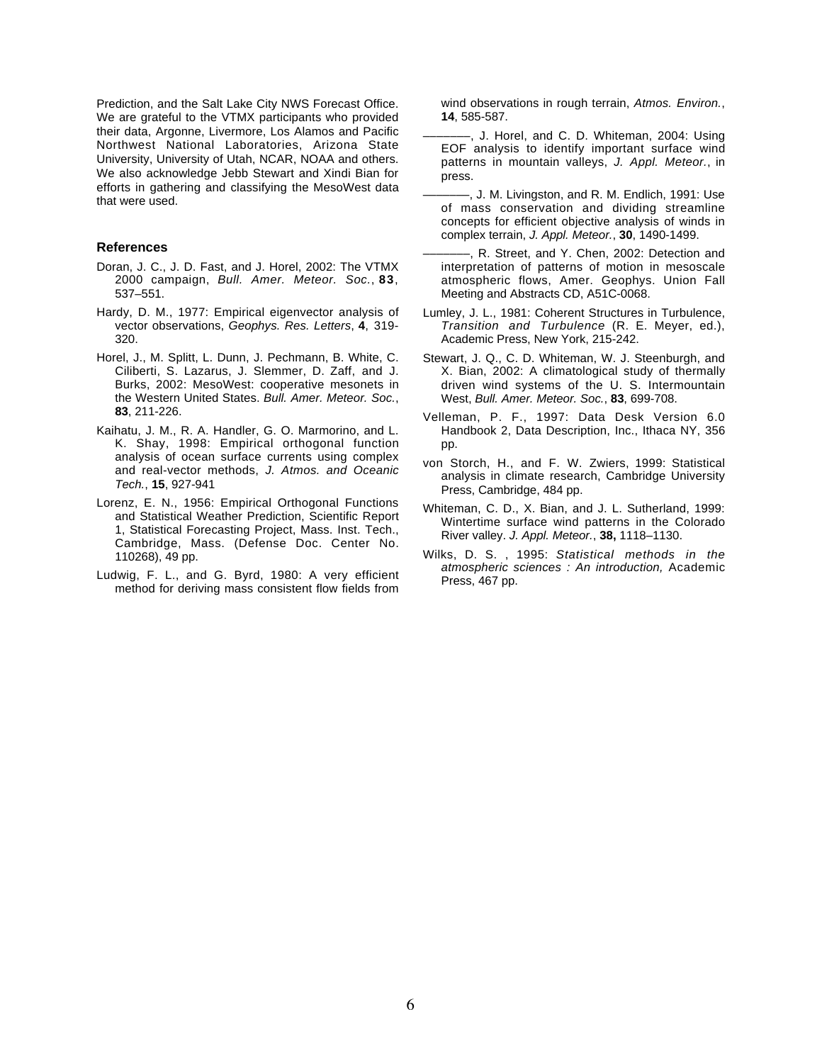Prediction, and the Salt Lake City NWS Forecast Office. We are grateful to the VTMX participants who provided their data, Argonne, Livermore, Los Alamos and Pacific Northwest National Laboratories, Arizona State University, University of Utah, NCAR, NOAA and others. We also acknowledge Jebb Stewart and Xindi Bian for efforts in gathering and classifying the MesoWest data that were used.

## References

Doran, J. C., J. D. Fast, and J. Horel, 2002: The VTMX 2000 campaign, *Bull. Amer. Meteor. Soc.*, **83**, 537–551.

Hardy, D. M., 1977: Empirical eigenvector analysis of vector observations, *Geophys. Res. Letters*, **4**, 319-320.

Horel, J., M. Splitt, L. Dunn, J. Pechmann, B. White, C. Ciliberti, S. Lazarus, J. Slemmer, D. Zaff, and J. Burks, 2002: MesoWest: cooperative mesonets in the Western United States. *Bull. Amer. Meteor. Soc.*, **83**, 211-226.

Kaihatu, J. M., R. A. Handler, G. O. Marmorino, and L. K. Shay, 1998: Empirical orthogonal function analysis of ocean surface currents using complex and real-vector methods, *J. Atmos. and Oceanic Tech.*, **15**, 927-941

Lorenz, E. N., 1956: Empirical Orthogonal Functions and Statistical Weather Prediction, Scientific Report 1, Statistical Forecasting Project, Mass. Inst. Tech., Cambridge, Mass. (Defense Doc. Center No. 110268), 49 pp.

Ludwig, F. L., and G. Byrd, 1980: A very efficient method for deriving mass consistent flow fields from wind observations in rough terrain, *Atmos. Environ.*, **14**, 585-587.

———, J. Horel, and C. D. Whiteman, 2004: Using EOF analysis to identify important surface wind patterns in mountain valleys, *J. Appl. Meteor.*, in press.

———, J. M. Livingston, and R. M. Endlich, 1991: Use of mass conservation and dividing streamline concepts for efficient objective analysis of winds in complex terrain, *J. Appl. Meteor.*, **30**, 1490-1499.

———, R. Street, and Y. Chen, 2002: Detection and interpretation of patterns of motion in mesoscale atmospheric flows, Amer. Geophys. Union Fall Meeting and Abstracts CD, A51C-0068.

Lumley, J. L., 1981: Coherent Structures in Turbulence, *Transition and Turbulence* (R. E. Meyer, ed.), Academic Press, New York, 215-242.

Stewart, J. Q., C. D. Whiteman, W. J. Steenburgh, and X. Bian, 2002: A climatological study of thermally driven wind systems of the U. S. Intermountain West, *Bull. Amer. Meteor. Soc.*, **83**, 699-708.

Velleman, P. F., 1997: Data Desk Version 6.0 Handbook 2, Data Description, Inc., Ithaca NY, 356 pp.

von Storch, H., and F. W. Zwiers, 1999: Statistical analysis in climate research, Cambridge University Press, Cambridge, 484 pp.

Whiteman, C. D., X. Bian, and J. L. Sutherland, 1999: Wintertime surface wind patterns in the Colorado River valley. *J. Appl. Meteor.*, **38,** 1118–1130.

Wilks, D. S. , 1995: *Statistical methods in the atmospheric sciences : An introduction,* Academic Press, 467 pp.